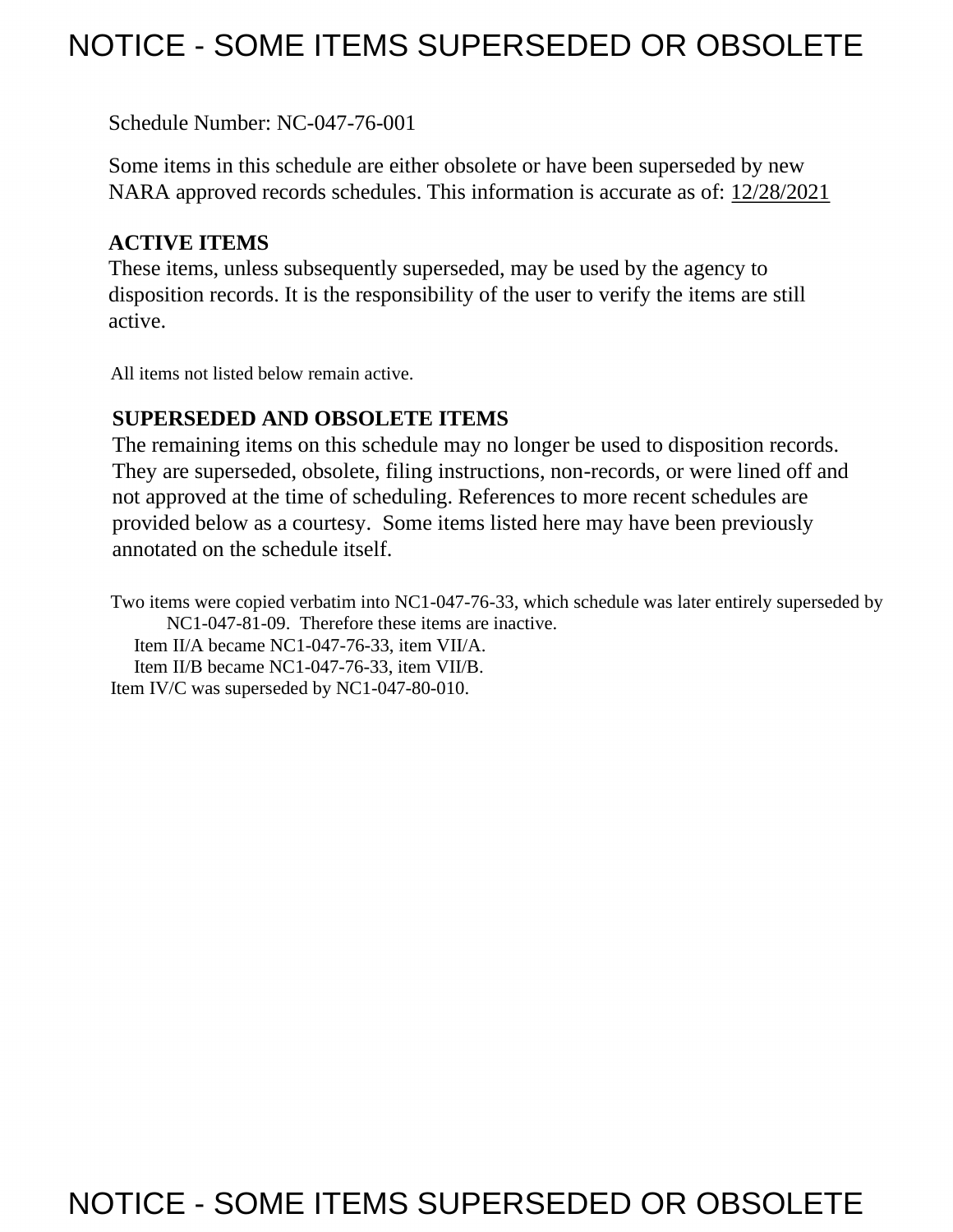# NOTICE - SOME ITEMS SUPERSEDED OR OBSOLETE

Schedule Number: NC-047-76-001

Some items in this schedule are either obsolete or have been superseded by new NARA approved records schedules. This information is accurate as of: 12/28/2021

**ACTIVE ITEMS**
These items, unless subsequently superseded, may be used by the agency to disposition records. It is the responsibility of the user to verify the items are still active.

All items not listed below remain active.

**SUPERSEDED AND OBSOLETE ITEMS**
The remaining items on this schedule may no longer be used to disposition records. They are superseded, obsolete, filing instructions, non-records, or were lined off and not approved at the time of scheduling. References to more recent schedules are provided below as a courtesy. Some items listed here may have been previously annotated on the schedule itself.

Two items were copied verbatim into NC1-047-76-33, which schedule was later entirely superseded by NC1-047-81-09. Therefore these items are inactive.
- Item II/A became NC1-047-76-33, item VII/A.
- Item II/B became NC1-047-76-33, item VII/B.

Item IV/C was superseded by NC1-047-80-010.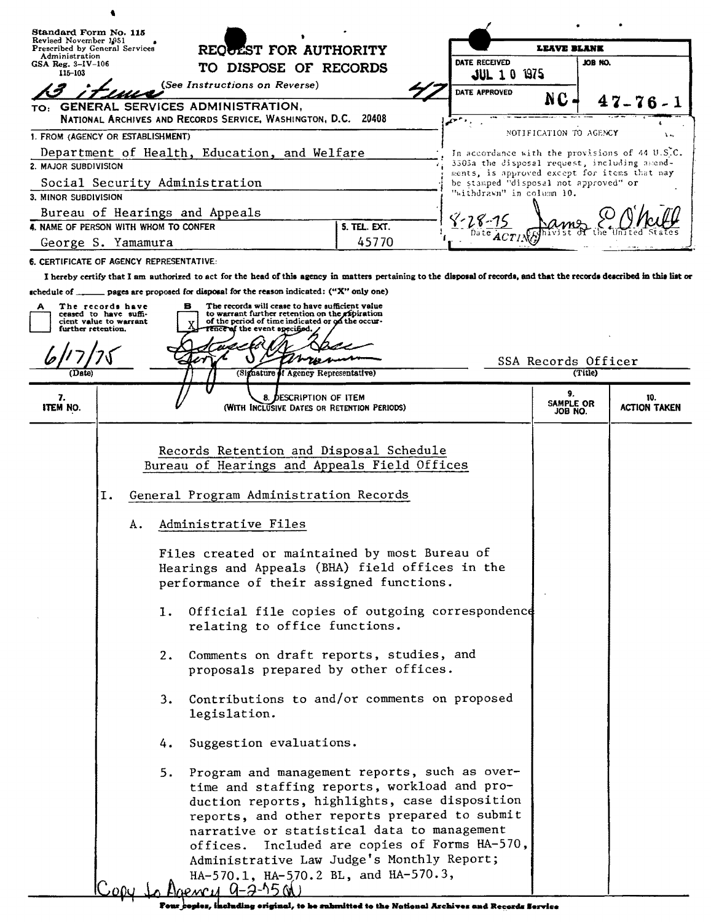Standard Form No. 115
Revised November 1951
Prescribed by General Services Administration
GSA Reg. 3-IV-106
115-103

# REQUEST FOR AUTHORITY TO DISPOSE OF RECORDS

(See Instructions on Reverse)

13 items 47

| LEAVE BLANK | |
|---|---|
| DATE RECEIVED JUL 10 1975 | JOB NO. |
| DATE APPROVED | NC-47-76-1 |

NOTIFICATION TO AGENCY

In accordance with the provisions of 44 U.S.C. 3303a the disposal request, including amendments, is approved except for items that may be stamped "disposal not approved" or "withdrawn" in column 10.

8-28-75 James E. O'Neill
Date ACTING Archivist of the United States

TO: GENERAL SERVICES ADMINISTRATION, NATIONAL ARCHIVES AND RECORDS SERVICE, WASHINGTON, D.C. 20408

1. FROM (AGENCY OR ESTABLISHMENT)
Department of Health, Education, and Welfare

2. MAJOR SUBDIVISION
Social Security Administration

3. MINOR SUBDIVISION
Bureau of Hearings and Appeals

4. NAME OF PERSON WITH WHOM TO CONFER
George S. Yamamura

5. TEL. EXT.
45770

6. CERTIFICATE OF AGENCY REPRESENTATIVE:

I hereby certify that I am authorized to act for the head of this agency in matters pertaining to the disposal of records, and that the records described in this list or schedule of ______ pages are proposed for disposal for the reason indicated: ("X" only one)

A [ ] The records have ceased to have sufficient value to warrant further retention.

B [X] The records will cease to have sufficient value to warrant further retention on the expiration of the period of time indicated or on the occurrence of the event specified.

6/17/75 (Date)

George S. Yamamura (Signature of Agency Representative)

SSA Records Officer (Title)

| 7. ITEM NO. | 8. DESCRIPTION OF ITEM (WITH INCLUSIVE DATES OR RETENTION PERIODS) | 9. SAMPLE OR JOB NO. | 10. ACTION TAKEN |
|---|---|---|---|

Records Retention and Disposal Schedule
Bureau of Hearings and Appeals Field Offices

I. General Program Administration Records

A. Administrative Files

Files created or maintained by most Bureau of Hearings and Appeals (BHA) field offices in the performance of their assigned functions.

1. Official file copies of outgoing correspondence relating to office functions.

2. Comments on draft reports, studies, and proposals prepared by other offices.

3. Contributions to and/or comments on proposed legislation.

4. Suggestion evaluations.

5. Program and management reports, such as overtime and staffing reports, workload and production reports, highlights, case disposition reports, and other reports prepared to submit narrative or statistical data to management offices. Included are copies of Forms HA-570, Administrative Law Judge's Monthly Report; HA-570.1, HA-570.2 BL, and HA-570.3,

Copy to Agency 9-2-75

Four copies, including original, to be submitted to the National Archives and Records Service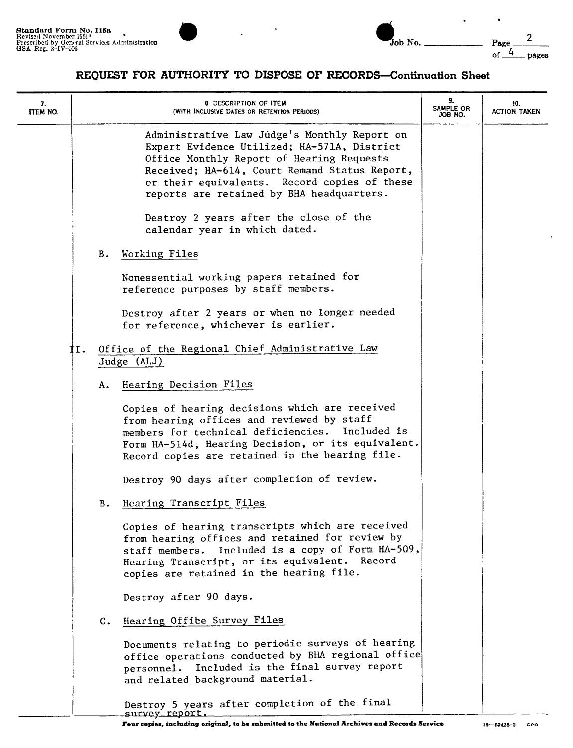Standard Form No. 115a
Revised November 1951
Prescribed by General Services Administration
GSA Reg. 3-IV-106

Job No. ______ Page 2 of 4 pages

## REQUEST FOR AUTHORITY TO DISPOSE OF RECORDS—Continuation Sheet

| 7. ITEM NO. | 8. DESCRIPTION OF ITEM (WITH INCLUSIVE DATES OR RETENTION PERIODS) | 9. SAMPLE OR JOB NO. | 10. ACTION TAKEN |
|---|---|---|---|

Administrative Law Judge's Monthly Report on Expert Evidence Utilized; HA-571A, District Office Monthly Report of Hearing Requests Received; HA-614, Court Remand Status Report, or their equivalents. Record copies of these reports are retained by BHA headquarters.

Destroy 2 years after the close of the calendar year in which dated.

B. Working Files

Nonessential working papers retained for reference purposes by staff members.

Destroy after 2 years or when no longer needed for reference, whichever is earlier.

II. Office of the Regional Chief Administrative Law Judge (ALJ)

A. Hearing Decision Files

Copies of hearing decisions which are received from hearing offices and reviewed by staff members for technical deficiencies. Included is Form HA-514d, Hearing Decision, or its equivalent. Record copies are retained in the hearing file.

Destroy 90 days after completion of review.

B. Hearing Transcript Files

Copies of hearing transcripts which are received from hearing offices and retained for review by staff members. Included is a copy of Form HA-509, Hearing Transcript, or its equivalent. Record copies are retained in the hearing file.

Destroy after 90 days.

C. Hearing Office Survey Files

Documents relating to periodic surveys of hearing office operations conducted by BHA regional office personnel. Included is the final survey report and related background material.

Destroy 5 years after completion of the final survey report.

Four copies, including original, to be submitted to the National Archives and Records Service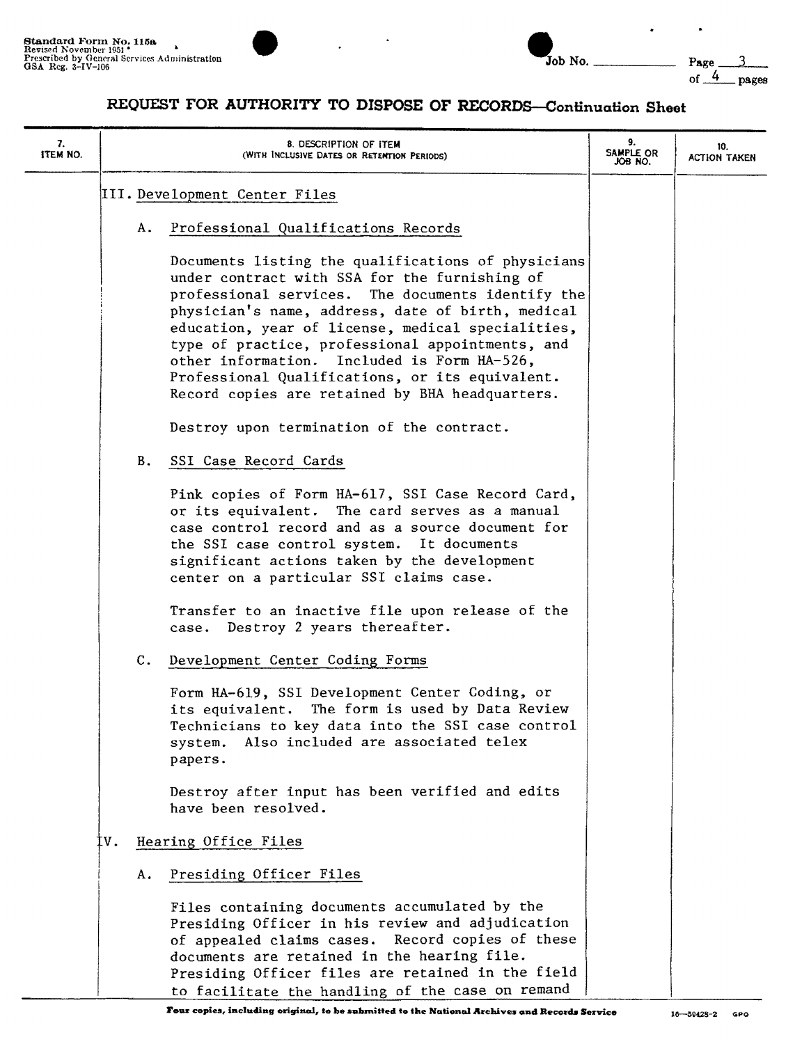Standard Form No. 115a
Revised November 1951
Prescribed by General Services Administration
GSA Reg. 3-IV-106

Job No. ______

Page 3 of 4 pages

# REQUEST FOR AUTHORITY TO DISPOSE OF RECORDS—Continuation Sheet

| 7. ITEM NO. | 8. DESCRIPTION OF ITEM (WITH INCLUSIVE DATES OR RETENTION PERIODS) | 9. SAMPLE OR JOB NO. | 10. ACTION TAKEN |
|---|---|---|---|
| | | | |

III. Development Center Files

A. Professional Qualifications Records

Documents listing the qualifications of physicians under contract with SSA for the furnishing of professional services. The documents identify the physician's name, address, date of birth, medical education, year of license, medical specialities, type of practice, professional appointments, and other information. Included is Form HA-526, Professional Qualifications, or its equivalent. Record copies are retained by BHA headquarters.

Destroy upon termination of the contract.

B. SSI Case Record Cards

Pink copies of Form HA-617, SSI Case Record Card, or its equivalent. The card serves as a manual case control record and as a source document for the SSI case control system. It documents significant actions taken by the development center on a particular SSI claims case.

Transfer to an inactive file upon release of the case. Destroy 2 years thereafter.

C. Development Center Coding Forms

Form HA-619, SSI Development Center Coding, or its equivalent. The form is used by Data Review Technicians to key data into the SSI case control system. Also included are associated telex papers.

Destroy after input has been verified and edits have been resolved.

IV. Hearing Office Files

A. Presiding Officer Files

Files containing documents accumulated by the Presiding Officer in his review and adjudication of appealed claims cases. Record copies of these documents are retained in the hearing file. Presiding Officer files are retained in the field to facilitate the handling of the case on remand

Four copies, including original, to be submitted to the National Archives and Records Service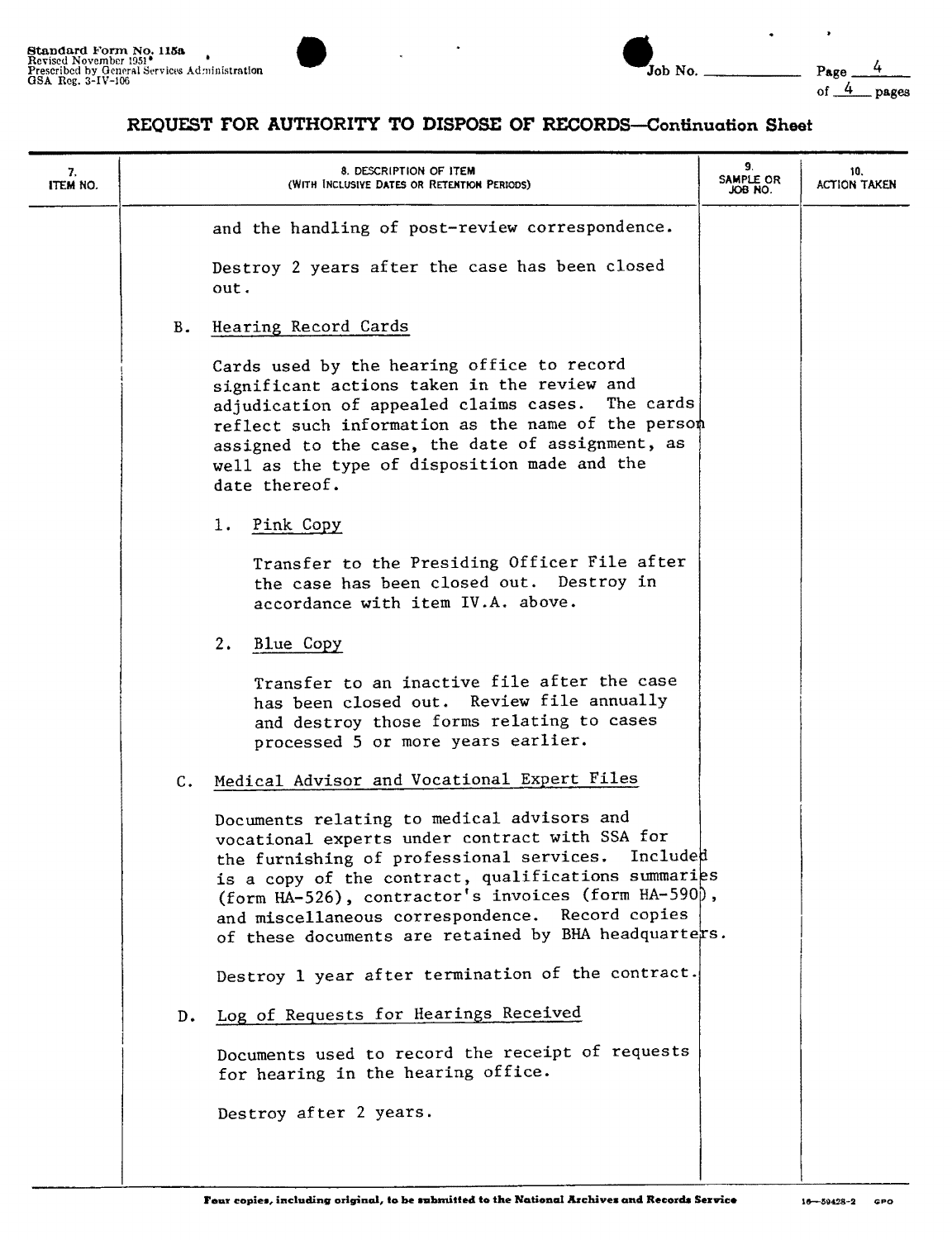## REQUEST FOR AUTHORITY TO DISPOSE OF RECORDS—Continuation Sheet

| 7. ITEM NO. | 8. DESCRIPTION OF ITEM (WITH INCLUSIVE DATES OR RETENTION PERIODS) | 9. SAMPLE OR JOB NO. | 10. ACTION TAKEN |
|---|---|---|---|
| | and the handling of post-review correspondence. | | |
| | Destroy 2 years after the case has been closed out. | | |
| | B. Hearing Record Cards | | |
| | Cards used by the hearing office to record significant actions taken in the review and adjudication of appealed claims cases. The cards reflect such information as the name of the person assigned to the case, the date of assignment, as well as the type of disposition made and the date thereof. | | |
| | 1. Pink Copy | | |
| | Transfer to the Presiding Officer File after the case has been closed out. Destroy in accordance with item IV.A. above. | | |
| | 2. Blue Copy | | |
| | Transfer to an inactive file after the case has been closed out. Review file annually and destroy those forms relating to cases processed 5 or more years earlier. | | |
| | C. Medical Advisor and Vocational Expert Files | | |
| | Documents relating to medical advisors and vocational experts under contract with SSA for the furnishing of professional services. Included is a copy of the contract, qualifications summaries (form HA-526), contractor's invoices (form HA-590), and miscellaneous correspondence. Record copies of these documents are retained by BHA headquarters. | | |
| | Destroy 1 year after termination of the contract. | | |
| | D. Log of Requests for Hearings Received | | |
| | Documents used to record the receipt of requests for hearing in the hearing office. | | |
| | Destroy after 2 years. | | |